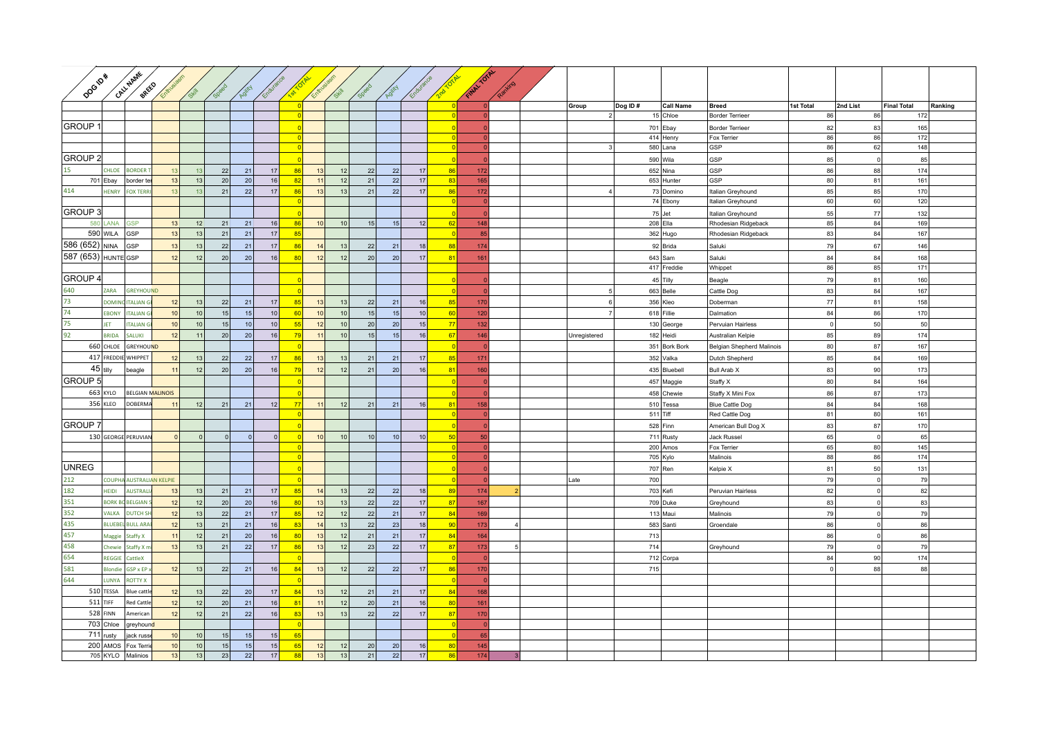| DOG ID # | CALL NAME | BREED | Enthusiasm | Skill | Speed | Agility | Endurance | 1st TOTAL | Enthusiasm | Skill | Speed | Agility | Endurance | 2nd TOTAL | FINAL TOTAL | Ranking |
|---|---|---|---|---|---|---|---|---|---|---|---|---|---|---|---|---|
| | | | | | | | | 0 | | | | | | 0 | 0 | |
| | | | | | | | | 0 | | | | | | 0 | 0 | |
| GROUP 1 | | | | | | | | 0 | | | | | | 0 | 0 | |
| | | | | | | | | 0 | | | | | | 0 | 0 | |
| | | | | | | | | 0 | | | | | | 0 | 0 | |
| GROUP 2 | | | | | | | | 0 | | | | | | 0 | 0 | |
| 15 | CHLOE | BORDER T | 13 | 13 | 22 | 21 | 17 | 86 | 13 | 12 | 22 | 22 | 17 | 86 | 172 | |
| 701 | Ebay | border ter | 13 | 13 | 20 | 20 | 16 | 82 | 11 | 12 | 21 | 22 | 17 | 83 | 165 | |
| 414 | HENRY | FOX TERRI | 13 | 13 | 21 | 22 | 17 | 86 | 13 | 13 | 21 | 22 | 17 | 86 | 172 | |
| | | | | | | | | 0 | | | | | | 0 | 0 | |
| GROUP 3 | | | | | | | | 0 | | | | | | 0 | 0 | |
| 580 | LANA | GSP | 13 | 12 | 21 | 21 | 16 | 86 | 10 | 10 | 15 | 15 | 12 | 62 | 148 | |
| 590 | WILA | GSP | 13 | 13 | 21 | 21 | 17 | 85 | | | | | | 0 | 85 | |
| 586 (652) | NINA | GSP | 13 | 13 | 22 | 21 | 17 | 86 | 14 | 13 | 22 | 21 | 18 | 88 | 174 | |
| 587 (653) | HUNTE | GSP | 12 | 12 | 20 | 20 | 16 | 80 | 12 | 12 | 20 | 20 | 17 | 81 | 161 | |
| | | | | | | | | | | | | | | | | |
| GROUP 4 | | | | | | | | 0 | | | | | | 0 | 0 | |
| 640 | ZARA | GREYHOUND | | | | | | 0 | | | | | | 0 | 0 | |
| 73 | DOMINO | ITALIAN G | 12 | 13 | 22 | 21 | 17 | 85 | 13 | 13 | 22 | 21 | 16 | 85 | 170 | |
| 74 | EBONY | ITALIAN G | 10 | 10 | 15 | 15 | 10 | 60 | 10 | 10 | 15 | 15 | 10 | 60 | 120 | |
| 75 | JET | ITALIAN G | 10 | 10 | 15 | 10 | 10 | 55 | 12 | 10 | 20 | 20 | 15 | 77 | 132 | |
| 92 | BRIDA | SALUKI | 12 | 11 | 20 | 20 | 16 | 79 | 11 | 10 | 15 | 15 | 16 | 67 | 146 | |
| 660 | CHLOE | GREYHOUND | | | | | | 0 | | | | | | 0 | 0 | |
| 417 | FREDDIE | WHIPPET | 12 | 13 | 22 | 22 | 17 | 86 | 13 | 13 | 21 | 21 | 17 | 85 | 171 | |
| 45 | tilly | beagle | 11 | 12 | 20 | 20 | 16 | 79 | 12 | 12 | 21 | 20 | 16 | 81 | 160 | |
| GROUP 5 | | | | | | | | 0 | | | | | | 0 | 0 | |
| 663 | KYLO | BELGIAN MALINOIS | | | | | | 0 | | | | | | 0 | 0 | |
| 356 | KLEO | DOBERMA | 11 | 12 | 21 | 21 | 12 | 77 | 11 | 12 | 21 | 21 | 16 | 81 | 158 | |
| | | | | | | | | 0 | | | | | | 0 | 0 | |
| GROUP 7 | | | | | | | | 0 | | | | | | 0 | 0 | |
| 130 | GEORGE | PERUVIAN | 0 | 0 | 0 | 0 | 0 | 0 | 10 | 10 | 10 | 10 | 10 | 50 | 50 | |
| | | | | | | | | 0 | | | | | | 0 | 0 | |
| | | | | | | | | 0 | | | | | | 0 | 0 | |
| UNREG | | | | | | | | 0 | | | | | | 0 | 0 | |
| 212 | COUPHA | AUSTRALIAN KELPIE | | | | | | 0 | | | | | | 0 | 0 | |
| 182 | HEIDI | AUSTRALI | 13 | 13 | 21 | 21 | 17 | 85 | 14 | 13 | 22 | 22 | 18 | 89 | 174 | 2 |
| 351 | BORK BO | BELGIAN S | 12 | 12 | 20 | 20 | 16 | 80 | 13 | 13 | 22 | 22 | 17 | 87 | 167 | |
| 352 | VALKA | DUTCH SH | 12 | 13 | 22 | 21 | 17 | 85 | 12 | 12 | 22 | 21 | 17 | 84 | 169 | |
| 435 | BLUEBEL | BULL ARA | 12 | 13 | 21 | 21 | 16 | 83 | 14 | 13 | 22 | 23 | 18 | 90 | 173 | 4 |
| 457 | Maggie | Staffy X | 11 | 12 | 21 | 20 | 16 | 80 | 13 | 12 | 21 | 21 | 17 | 84 | 164 | |
| 458 | Chewie | Staffy X m | 13 | 13 | 21 | 22 | 17 | 86 | 13 | 12 | 23 | 22 | 17 | 87 | 173 | 5 |
| 654 | REGGIE | CattleX | | | | | | 0 | | | | | | 0 | 0 | |
| 581 | Blondie | GSP x EP x | 12 | 13 | 22 | 21 | 16 | 84 | 13 | 12 | 22 | 22 | 17 | 86 | 170 | |
| 644 | LUNYA | ROTTY X | | | | | | 0 | | | | | | 0 | 0 | |
| 510 | TESSA | Blue cattle | 12 | 13 | 22 | 20 | 17 | 84 | 13 | 12 | 21 | 21 | 17 | 84 | 168 | |
| 511 | TIFF | Red Cattle | 12 | 12 | 20 | 21 | 16 | 81 | 11 | 12 | 20 | 21 | 16 | 80 | 161 | |
| 528 | FINN | American | 12 | 12 | 21 | 22 | 16 | 83 | 13 | 13 | 22 | 22 | 17 | 87 | 170 | |
| 703 | Chloe | greyhound | | | | | | 0 | | | | | | 0 | 0 | |
| 711 | rusty | jack russe | 10 | 10 | 15 | 15 | 15 | 65 | | | | | | 0 | 65 | |
| 200 | AMOS | Fox Terrie | 10 | 10 | 15 | 15 | 15 | 65 | 12 | 12 | 20 | 20 | 16 | 80 | 145 | |
| 705 | KYLO | Malinios | 13 | 13 | 23 | 22 | 17 | 88 | 13 | 13 | 21 | 22 | 17 | 86 | 174 | 3 |

| Group | Dog ID # | Call Name | Breed | 1st Total | 2nd List | Final Total | Ranking |
|---|---|---|---|---|---|---|---|
| 2 | 15 | Chloe | Border Terrieer | 86 | 86 | 172 | |
| | 701 | Ebay | Border Terrieer | 82 | 83 | 165 | |
| | 414 | Henry | Fox Terrier | 86 | 86 | 172 | |
| 3 | 580 | Lana | GSP | 86 | 62 | 148 | |
| | 590 | Wila | GSP | 85 | 0 | 85 | |
| | 652 | Nina | GSP | 86 | 88 | 174 | |
| | 653 | Hunter | GSP | 80 | 81 | 161 | |
| 4 | 73 | Domino | Italian Greyhound | 85 | 85 | 170 | |
| | 74 | Ebony | Italian Greyhound | 60 | 60 | 120 | |
| | 75 | Jet | Italian Greyhound | 55 | 77 | 132 | |
| | 208 | Ella | Rhodesian Ridgeback | 85 | 84 | 169 | |
| | 362 | Hugo | Rhodesian Ridgeback | 83 | 84 | 167 | |
| | 92 | Brida | Saluki | 79 | 67 | 146 | |
| | 643 | Sam | Saluki | 84 | 84 | 168 | |
| | 417 | Freddie | Whippet | 86 | 85 | 171 | |
| | 45 | Tilly | Beagle | 79 | 81 | 160 | |
| 5 | 663 | Belle | Cattle Dog | 83 | 84 | 167 | |
| 6 | 356 | Kleo | Doberman | 77 | 81 | 158 | |
| 7 | 618 | Fillie | Dalmation | 84 | 86 | 170 | |
| | 130 | George | Pervuian Hairless | 0 | 50 | 50 | |
| Unregistered | 182 | Heidi | Australian Kelpie | 85 | 89 | 174 | |
| | 351 | Bork Bork | Belgian Shepherd Malinois | 80 | 87 | 167 | |
| | 352 | Valka | Dutch Shepherd | 85 | 84 | 169 | |
| | 435 | Bluebell | Bull Arab X | 83 | 90 | 173 | |
| | 457 | Maggie | Staffy X | 80 | 84 | 164 | |
| | 458 | Chewie | Staffy X Mini Fox | 86 | 87 | 173 | |
| | 510 | Tessa | Blue Cattle Dog | 84 | 84 | 168 | |
| | 511 | Tiff | Red Cattle Dog | 81 | 80 | 161 | |
| | 528 | Finn | American Bull Dog X | 83 | 87 | 170 | |
| | 711 | Rusty | Jack Russel | 65 | 0 | 65 | |
| | 200 | Amos | Fox Terrier | 65 | 80 | 145 | |
| | 705 | Kylo | Malinois | 88 | 86 | 174 | |
| | 707 | Ren | Kelpie X | 81 | 50 | 131 | |
| Late | 700 | | | 79 | 0 | 79 | |
| | 703 | Kefi | Peruvian Hairless | 82 | 0 | 82 | |
| | 709 | Duke | Greyhound | 83 | 0 | 83 | |
| | 113 | Maui | Malinois | 79 | 0 | 79 | |
| | 583 | Santi | Groendale | 86 | 0 | 86 | |
| | 713 | | | 86 | 0 | 86 | |
| | 714 | | Greyhound | 79 | 0 | 79 | |
| | 712 | Corpa | | 84 | 90 | 174 | |
| | 715 | | | 0 | 88 | 88 | |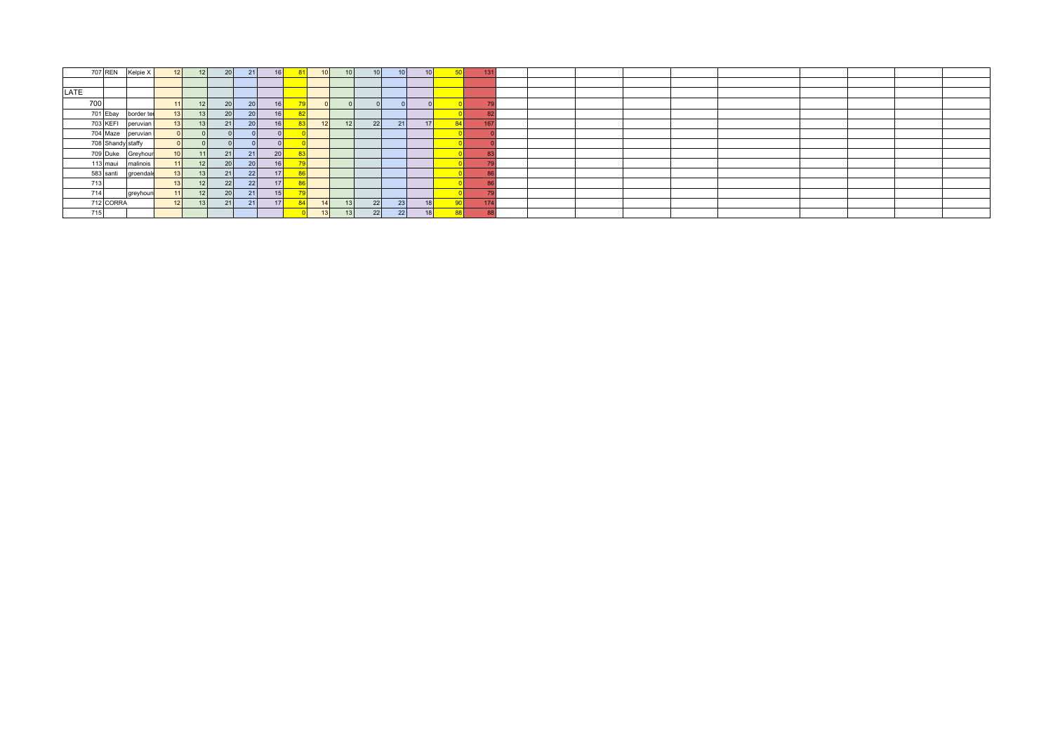| | | | | | | | | | | | | | | | | |
|---|---|---|---|---|---|---|---|---|---|---|---|---|---|---|---|---|
| 707 | REN | Kelpie X | 12 | 12 | 20 | 21 | 16 | 81 | 10 | 10 | 10 | 10 | 10 | 50 | 131 |
| | | | | | | | | | | | | | | | |
| LATE | | | | | | | | | | | | | | | |
| 700 | | | 11 | 12 | 20 | 20 | 16 | 79 | 0 | 0 | 0 | 0 | 0 | 0 | 79 |
| 701 | Ebay | border ter | 13 | 13 | 20 | 20 | 16 | 82 | | | | | | 0 | 82 |
| 703 | KEFI | peruvian | 13 | 13 | 21 | 20 | 16 | 83 | 12 | 12 | 22 | 21 | 17 | 84 | 167 |
| 704 | Maze | peruvian | 0 | 0 | 0 | 0 | 0 | 0 | | | | | | 0 | 0 |
| 708 | Shandy | staffy | 0 | 0 | 0 | 0 | 0 | 0 | | | | | | 0 | 0 |
| 709 | Duke | Greyhour | 10 | 11 | 21 | 21 | 20 | 83 | | | | | | 0 | 83 |
| 113 | maui | malinois | 11 | 12 | 20 | 20 | 16 | 79 | | | | | | 0 | 79 |
| 583 | santi | groendale | 13 | 13 | 21 | 22 | 17 | 86 | | | | | | 0 | 86 |
| 713 | | | 13 | 12 | 22 | 22 | 17 | 86 | | | | | | 0 | 86 |
| 714 | | greyhoun | 11 | 12 | 20 | 21 | 15 | 79 | | | | | | 0 | 79 |
| 712 | CORRA | | 12 | 13 | 21 | 21 | 17 | 84 | 14 | 13 | 22 | 23 | 18 | 90 | 174 |
| 715 | | | | | | | | 0 | 13 | 13 | 22 | 22 | 18 | 88 | 88 |